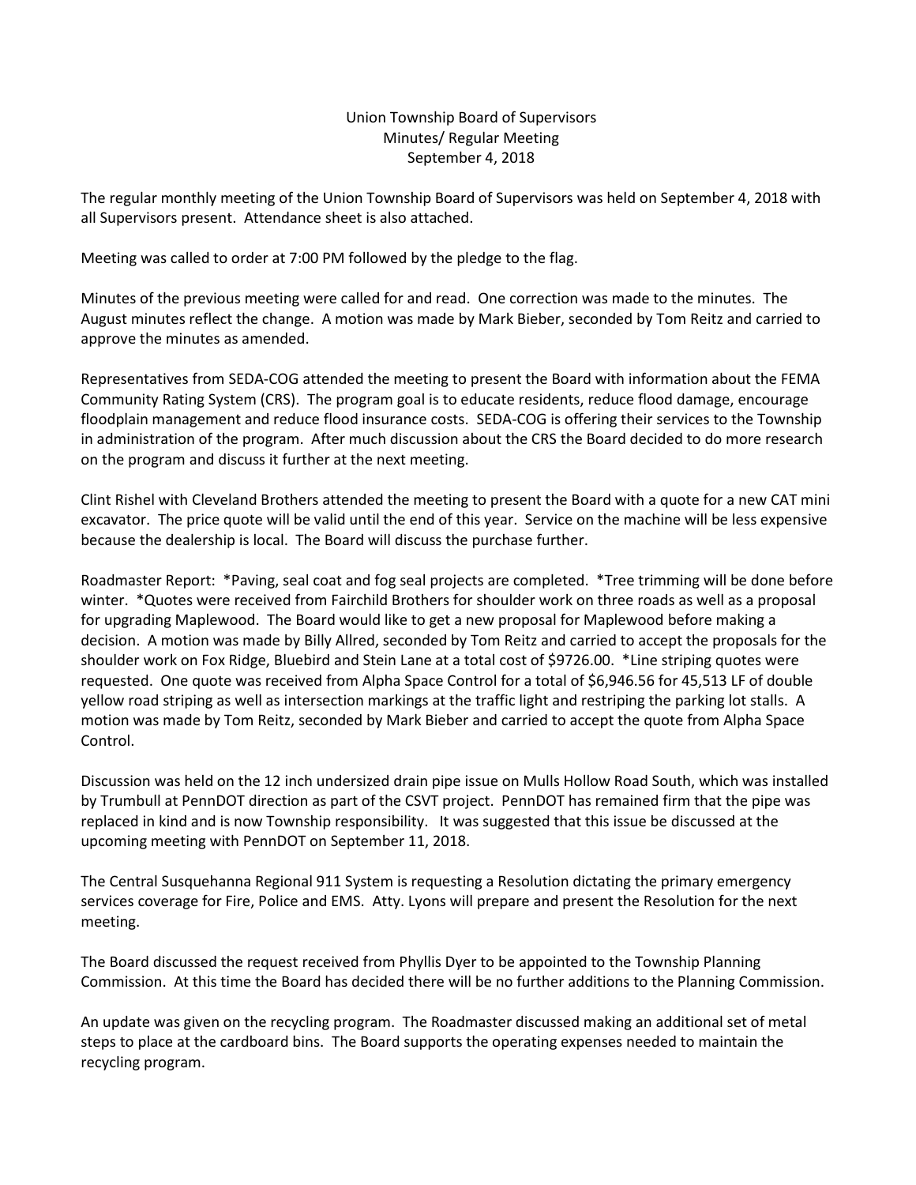Union Township Board of Supervisors
Minutes/ Regular Meeting
September 4, 2018

The regular monthly meeting of the Union Township Board of Supervisors was held on September 4, 2018 with all Supervisors present. Attendance sheet is also attached.

Meeting was called to order at 7:00 PM followed by the pledge to the flag.

Minutes of the previous meeting were called for and read. One correction was made to the minutes. The August minutes reflect the change. A motion was made by Mark Bieber, seconded by Tom Reitz and carried to approve the minutes as amended.

Representatives from SEDA-COG attended the meeting to present the Board with information about the FEMA Community Rating System (CRS). The program goal is to educate residents, reduce flood damage, encourage floodplain management and reduce flood insurance costs. SEDA-COG is offering their services to the Township in administration of the program. After much discussion about the CRS the Board decided to do more research on the program and discuss it further at the next meeting.

Clint Rishel with Cleveland Brothers attended the meeting to present the Board with a quote for a new CAT mini excavator. The price quote will be valid until the end of this year. Service on the machine will be less expensive because the dealership is local. The Board will discuss the purchase further.

Roadmaster Report: *Paving, seal coat and fog seal projects are completed. *Tree trimming will be done before winter. *Quotes were received from Fairchild Brothers for shoulder work on three roads as well as a proposal for upgrading Maplewood. The Board would like to get a new proposal for Maplewood before making a decision. A motion was made by Billy Allred, seconded by Tom Reitz and carried to accept the proposals for the shoulder work on Fox Ridge, Bluebird and Stein Lane at a total cost of $9726.00. *Line striping quotes were requested. One quote was received from Alpha Space Control for a total of $6,946.56 for 45,513 LF of double yellow road striping as well as intersection markings at the traffic light and restriping the parking lot stalls. A motion was made by Tom Reitz, seconded by Mark Bieber and carried to accept the quote from Alpha Space Control.

Discussion was held on the 12 inch undersized drain pipe issue on Mulls Hollow Road South, which was installed by Trumbull at PennDOT direction as part of the CSVT project. PennDOT has remained firm that the pipe was replaced in kind and is now Township responsibility. It was suggested that this issue be discussed at the upcoming meeting with PennDOT on September 11, 2018.

The Central Susquehanna Regional 911 System is requesting a Resolution dictating the primary emergency services coverage for Fire, Police and EMS. Atty. Lyons will prepare and present the Resolution for the next meeting.

The Board discussed the request received from Phyllis Dyer to be appointed to the Township Planning Commission. At this time the Board has decided there will be no further additions to the Planning Commission.

An update was given on the recycling program. The Roadmaster discussed making an additional set of metal steps to place at the cardboard bins. The Board supports the operating expenses needed to maintain the recycling program.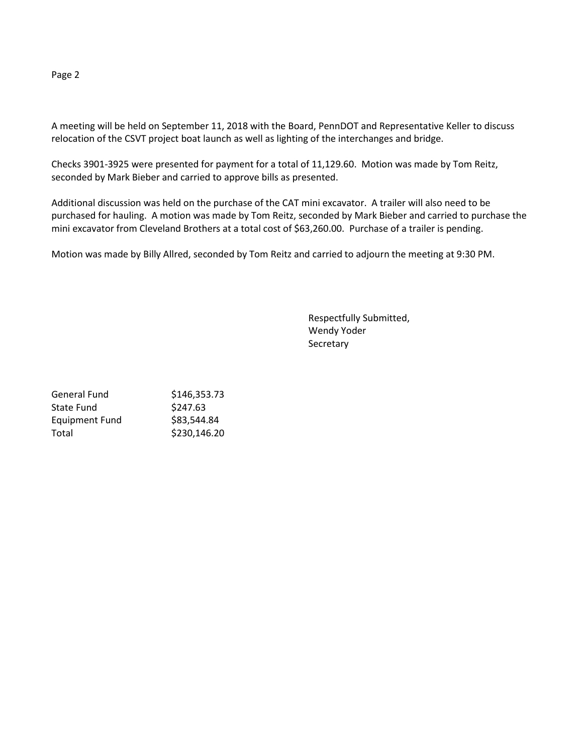A meeting will be held on September 11, 2018 with the Board, PennDOT and Representative Keller to discuss relocation of the CSVT project boat launch as well as lighting of the interchanges and bridge.

Checks 3901-3925 were presented for payment for a total of 11,129.60. Motion was made by Tom Reitz, seconded by Mark Bieber and carried to approve bills as presented.

Additional discussion was held on the purchase of the CAT mini excavator. A trailer will also need to be purchased for hauling. A motion was made by Tom Reitz, seconded by Mark Bieber and carried to purchase the mini excavator from Cleveland Brothers at a total cost of $63,260.00. Purchase of a trailer is pending.

Motion was made by Billy Allred, seconded by Tom Reitz and carried to adjourn the meeting at 9:30 PM.

Respectfully Submitted,
Wendy Yoder
Secretary

| | |
|---|---|
| General Fund | $146,353.73 |
| State Fund | $247.63 |
| Equipment Fund | $83,544.84 |
| Total | $230,146.20 |